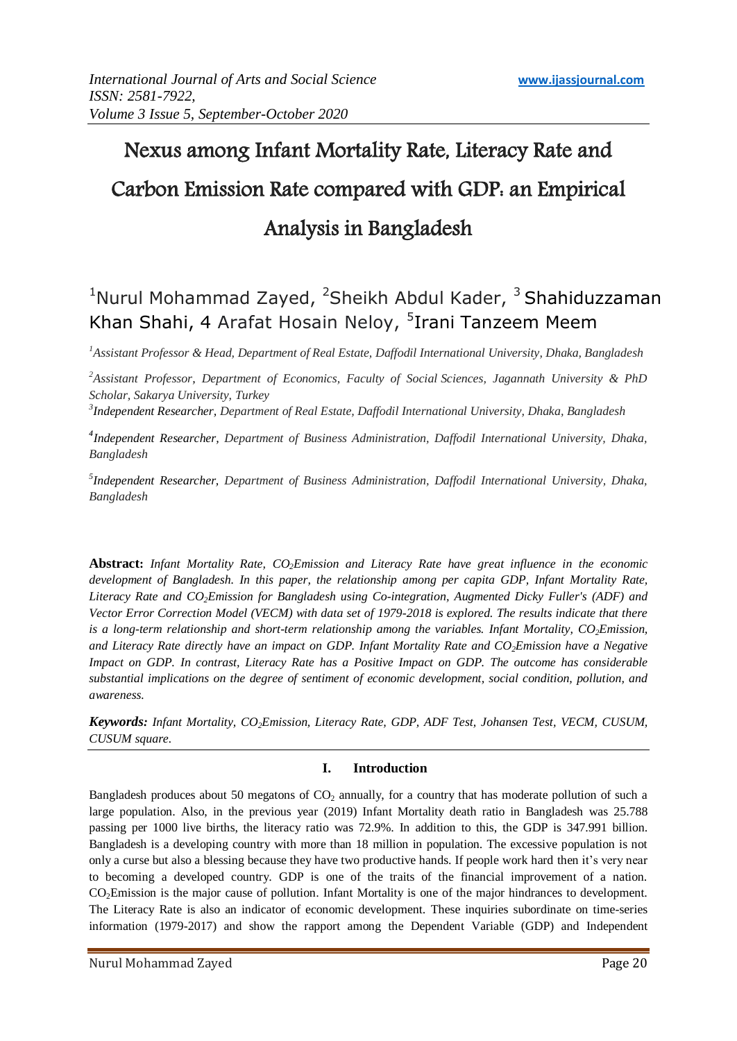# Nexus among Infant Mortality Rate, Literacy Rate and Carbon Emission Rate compared with GDP: an Empirical Analysis in Bangladesh

[1]Nurul Mohammad Zayed, [2]Sheikh Abdul Kader, [3] Shahiduzzaman Khan Shahi, 4 Arafat Hosain Neloy, [5]Irani Tanzeem Meem

*[1]Assistant Professor & Head, Department of Real Estate, Daffodil International University, Dhaka, Bangladesh*

*[2]Assistant Professor, Department of Economics, Faculty of Social Sciences, Jagannath University & PhD Scholar, Sakarya University, Turkey*

*[3]Independent Researcher, Department of Real Estate, Daffodil International University, Dhaka, Bangladesh*

*[4]Independent Researcher, Department of Business Administration, Daffodil International University, Dhaka, Bangladesh*

*[5]Independent Researcher, Department of Business Administration, Daffodil International University, Dhaka, Bangladesh*

**Abstract:** *Infant Mortality Rate, $CO_2$Emission and Literacy Rate have great influence in the economic development of Bangladesh. In this paper, the relationship among per capita GDP, Infant Mortality Rate, Literacy Rate and $CO_2$Emission for Bangladesh using Co-integration, Augmented Dicky Fuller's (ADF) and Vector Error Correction Model (VECM) with data set of 1979-2018 is explored. The results indicate that there is a long-term relationship and short-term relationship among the variables. Infant Mortality, $CO_2$Emission, and Literacy Rate directly have an impact on GDP. Infant Mortality Rate and $CO_2$Emission have a Negative Impact on GDP. In contrast, Literacy Rate has a Positive Impact on GDP. The outcome has considerable substantial implications on the degree of sentiment of economic development, social condition, pollution, and awareness.*

***Keywords:*** *Infant Mortality, $CO_2$Emission, Literacy Rate, GDP, ADF Test, Johansen Test, VECM, CUSUM, CUSUM square.*

## I. Introduction

Bangladesh produces about 50 megatons of $CO_2$ annually, for a country that has moderate pollution of such a large population. Also, in the previous year (2019) Infant Mortality death ratio in Bangladesh was 25.788 passing per 1000 live births, the literacy ratio was 72.9%. In addition to this, the GDP is 347.991 billion. Bangladesh is a developing country with more than 18 million in population. The excessive population is not only a curse but also a blessing because they have two productive hands. If people work hard then it's very near to becoming a developed country. GDP is one of the traits of the financial improvement of a nation. $CO_2$Emission is the major cause of pollution. Infant Mortality is one of the major hindrances to development. The Literacy Rate is also an indicator of economic development. These inquiries subordinate on time-series information (1979-2017) and show the rapport among the Dependent Variable (GDP) and Independent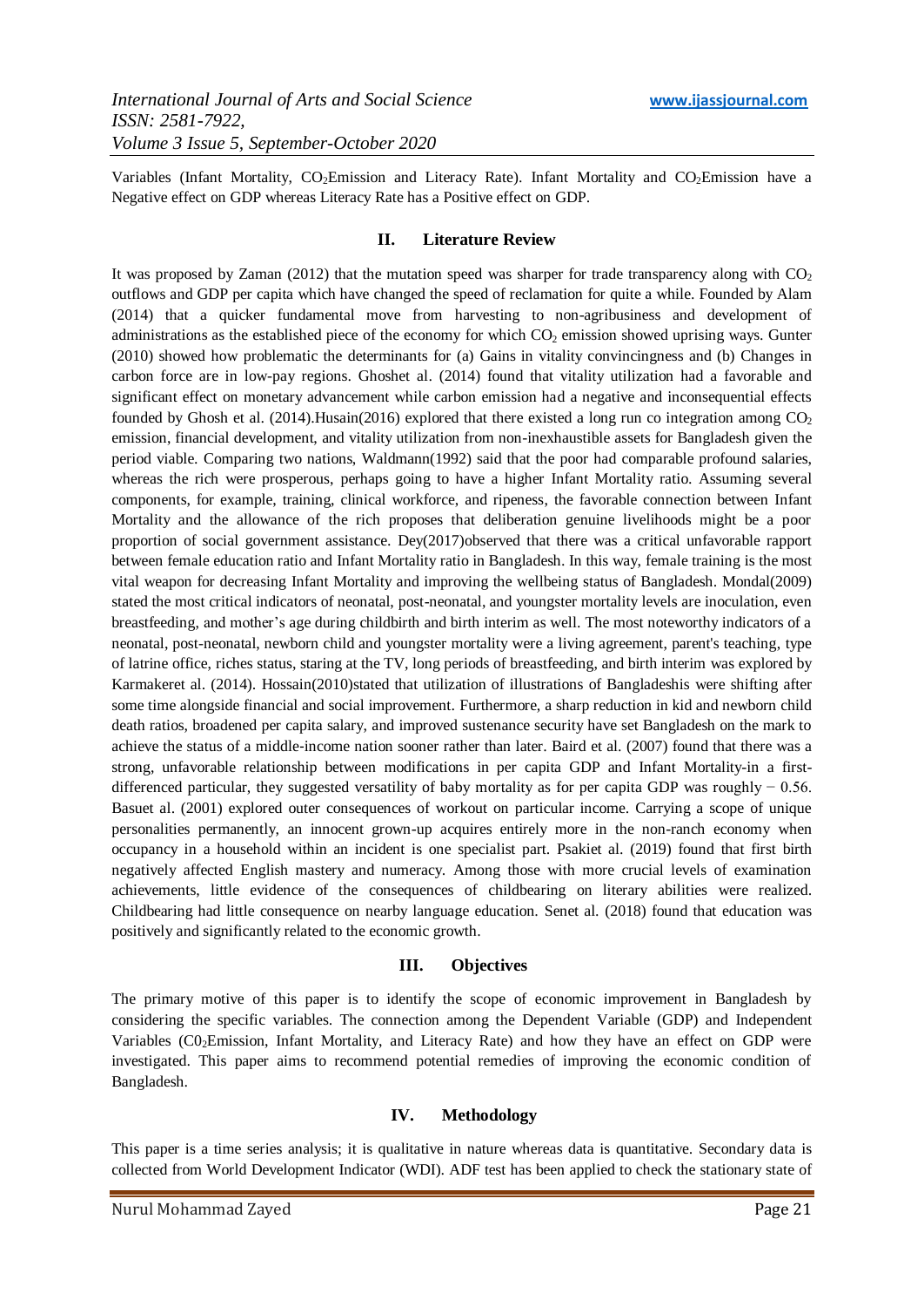Variables (Infant Mortality, $CO_2$Emission and Literacy Rate). Infant Mortality and $CO_2$Emission have a Negative effect on GDP whereas Literacy Rate has a Positive effect on GDP.

## II. Literature Review

It was proposed by Zaman (2012) that the mutation speed was sharper for trade transparency along with $CO_2$ outflows and GDP per capita which have changed the speed of reclamation for quite a while. Founded by Alam (2014) that a quicker fundamental move from harvesting to non-agribusiness and development of administrations as the established piece of the economy for which $CO_2$ emission showed uprising ways. Gunter (2010) showed how problematic the determinants for (a) Gains in vitality convincingness and (b) Changes in carbon force are in low-pay regions. Ghoshet al. (2014) found that vitality utilization had a favorable and significant effect on monetary advancement while carbon emission had a negative and inconsequential effects founded by Ghosh et al. (2014).Husain(2016) explored that there existed a long run co integration among $CO_2$ emission, financial development, and vitality utilization from non-inexhaustible assets for Bangladesh given the period viable. Comparing two nations, Waldmann(1992) said that the poor had comparable profound salaries, whereas the rich were prosperous, perhaps going to have a higher Infant Mortality ratio. Assuming several components, for example, training, clinical workforce, and ripeness, the favorable connection between Infant Mortality and the allowance of the rich proposes that deliberation genuine livelihoods might be a poor proportion of social government assistance. Dey(2017)observed that there was a critical unfavorable rapport between female education ratio and Infant Mortality ratio in Bangladesh. In this way, female training is the most vital weapon for decreasing Infant Mortality and improving the wellbeing status of Bangladesh. Mondal(2009) stated the most critical indicators of neonatal, post-neonatal, and youngster mortality levels are inoculation, even breastfeeding, and mother's age during childbirth and birth interim as well. The most noteworthy indicators of a neonatal, post-neonatal, newborn child and youngster mortality were a living agreement, parent's teaching, type of latrine office, riches status, staring at the TV, long periods of breastfeeding, and birth interim was explored by Karmakeret al. (2014). Hossain(2010)stated that utilization of illustrations of Bangladeshis were shifting after some time alongside financial and social improvement. Furthermore, a sharp reduction in kid and newborn child death ratios, broadened per capita salary, and improved sustenance security have set Bangladesh on the mark to achieve the status of a middle-income nation sooner rather than later. Baird et al. (2007) found that there was a strong, unfavorable relationship between modifications in per capita GDP and Infant Mortality-in a first-differenced particular, they suggested versatility of baby mortality as for per capita GDP was roughly − 0.56. Basuet al. (2001) explored outer consequences of workout on particular income. Carrying a scope of unique personalities permanently, an innocent grown-up acquires entirely more in the non-ranch economy when occupancy in a household within an incident is one specialist part. Psakiet al. (2019) found that first birth negatively affected English mastery and numeracy. Among those with more crucial levels of examination achievements, little evidence of the consequences of childbearing on literary abilities were realized. Childbearing had little consequence on nearby language education. Senet al. (2018) found that education was positively and significantly related to the economic growth.

## III. Objectives

The primary motive of this paper is to identify the scope of economic improvement in Bangladesh by considering the specific variables. The connection among the Dependent Variable (GDP) and Independent Variables ($C0_2$Emission, Infant Mortality, and Literacy Rate) and how they have an effect on GDP were investigated. This paper aims to recommend potential remedies of improving the economic condition of Bangladesh.

## IV. Methodology

This paper is a time series analysis; it is qualitative in nature whereas data is quantitative. Secondary data is collected from World Development Indicator (WDI). ADF test has been applied to check the stationary state of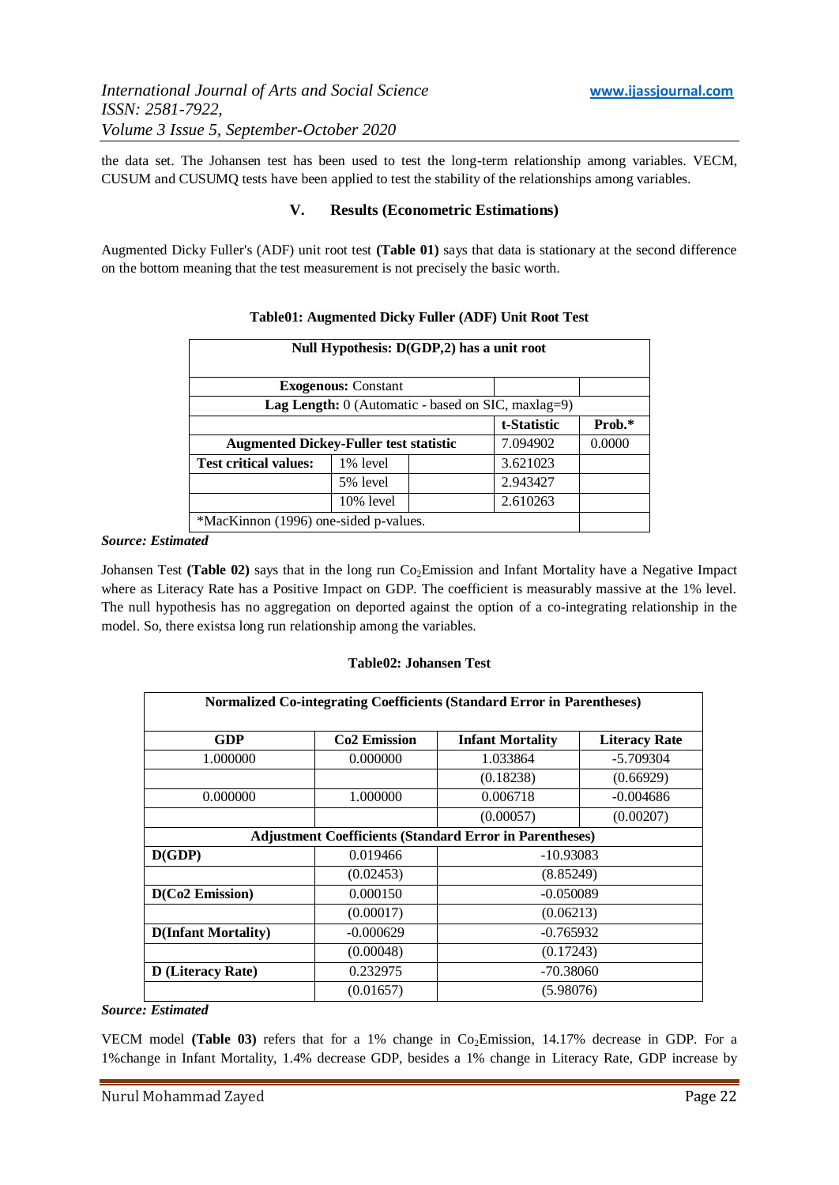the data set. The Johansen test has been used to test the long-term relationship among variables. VECM, CUSUM and CUSUMQ tests have been applied to test the stability of the relationships among variables.

## V. Results (Econometric Estimations)

Augmented Dicky Fuller's (ADF) unit root test **(Table 01)** says that data is stationary at the second difference on the bottom meaning that the test measurement is not precisely the basic worth.

**Table01: Augmented Dicky Fuller (ADF) Unit Root Test**

| Null Hypothesis: D(GDP,2) has a unit root | | | | |
|---|---|---|---|---|
| **Exogenous:** Constant | | | | |
| **Lag Length:** 0 (Automatic - based on SIC, maxlag=9) | | | | |
| | | | **t-Statistic** | **Prob.*** |
| **Augmented Dickey-Fuller test statistic** | | | 7.094902 | 0.0000 |
| **Test critical values:** | 1% level | | 3.621023 | |
| | 5% level | | 2.943427 | |
| | 10% level | | 2.610263 | |
| *MacKinnon (1996) one-sided p-values. | | | | |

***Source: Estimated***

Johansen Test **(Table 02)** says that in the long run $CO_2$Emission and Infant Mortality have a Negative Impact where as Literacy Rate has a Positive Impact on GDP. The coefficient is measurably massive at the 1% level. The null hypothesis has no aggregation on deported against the option of a co-integrating relationship in the model. So, there existsa long run relationship among the variables.

**Table02: Johansen Test**

| Normalized Co-integrating Coefficients (Standard Error in Parentheses) | | | |
|---|---|---|---|
| **GDP** | **Co2 Emission** | **Infant Mortality** | **Literacy Rate** |
| 1.000000 | 0.000000 | 1.033864 | -5.709304 |
| | | (0.18238) | (0.66929) |
| 0.000000 | 1.000000 | 0.006718 | -0.004686 |
| | | (0.00057) | (0.00207) |
| **Adjustment Coefficients (Standard Error in Parentheses)** | | | |
| **D(GDP)** | 0.019466 | -10.93083 | |
| | (0.02453) | (8.85249) | |
| **D(Co2 Emission)** | 0.000150 | -0.050089 | |
| | (0.00017) | (0.06213) | |
| **D(Infant Mortality)** | -0.000629 | -0.765932 | |
| | (0.00048) | (0.17243) | |
| **D (Literacy Rate)** | 0.232975 | -70.38060 | |
| | (0.01657) | (5.98076) | |

***Source: Estimated***

VECM model **(Table 03)** refers that for a 1% change in $CO_2$Emission, 14.17% decrease in GDP. For a 1%change in Infant Mortality, 1.4% decrease GDP, besides a 1% change in Literacy Rate, GDP increase by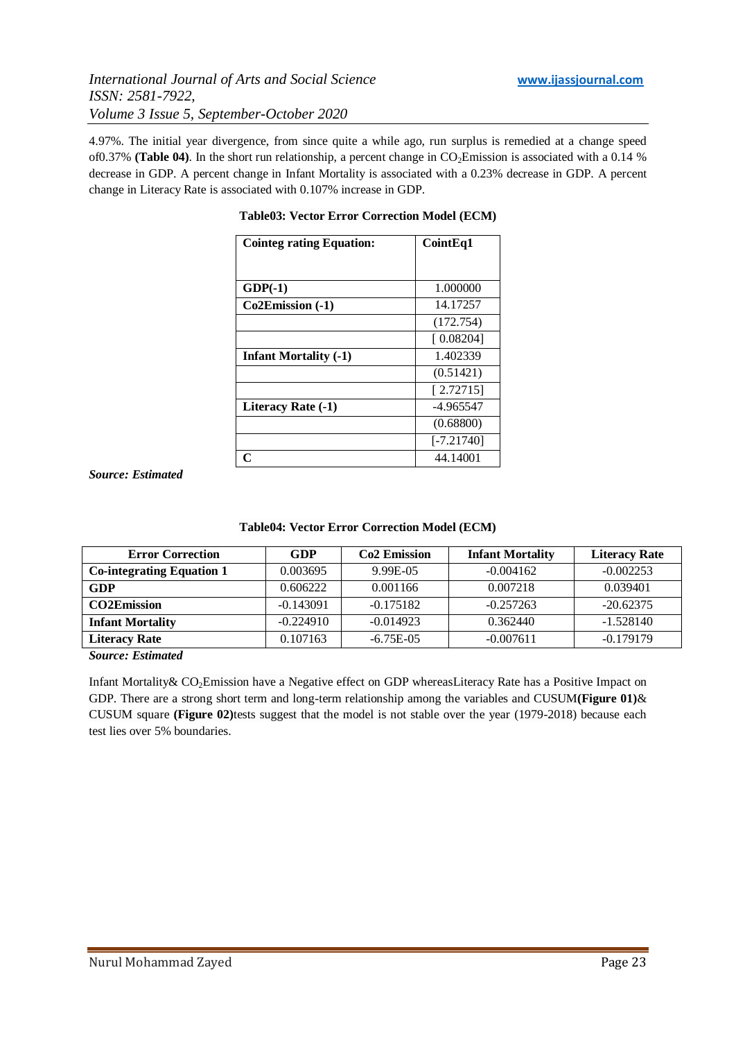4.97%. The initial year divergence, from since quite a while ago, run surplus is remedied at a change speed of0.37% **(Table 04)**. In the short run relationship, a percent change in $CO_2$Emission is associated with a 0.14 % decrease in GDP. A percent change in Infant Mortality is associated with a 0.23% decrease in GDP. A percent change in Literacy Rate is associated with 0.107% increase in GDP.

**Table03: Vector Error Correction Model (ECM)**

| Cointeg rating Equation: | CointEq1 |
|---|---|
| **GDP(-1)** | 1.000000 |
| **Co2Emission (-1)** | 14.17257 |
| | (172.754) |
| | [ 0.08204] |
| **Infant Mortality (-1)** | 1.402339 |
| | (0.51421) |
| | [ 2.72715] |
| **Literacy Rate (-1)** | -4.965547 |
| | (0.68800) |
| | [-7.21740] |
| **C** | 44.14001 |

***Source: Estimated***

**Table04: Vector Error Correction Model (ECM)**

| Error Correction | GDP | Co2 Emission | Infant Mortality | Literacy Rate |
|---|---|---|---|---|
| **Co-integrating Equation 1** | 0.003695 | 9.99E-05 | -0.004162 | -0.002253 |
| **GDP** | 0.606222 | 0.001166 | 0.007218 | 0.039401 |
| **CO2Emission** | -0.143091 | -0.175182 | -0.257263 | -20.62375 |
| **Infant Mortality** | -0.224910 | -0.014923 | 0.362440 | -1.528140 |
| **Literacy Rate** | 0.107163 | -6.75E-05 | -0.007611 | -0.179179 |

***Source: Estimated***

Infant Mortality& $CO_2$Emission have a Negative effect on GDP whereasLiteracy Rate has a Positive Impact on GDP. There are a strong short term and long-term relationship among the variables and CUSUM**(Figure 01)**& CUSUM square **(Figure 02)**tests suggest that the model is not stable over the year (1979-2018) because each test lies over 5% boundaries.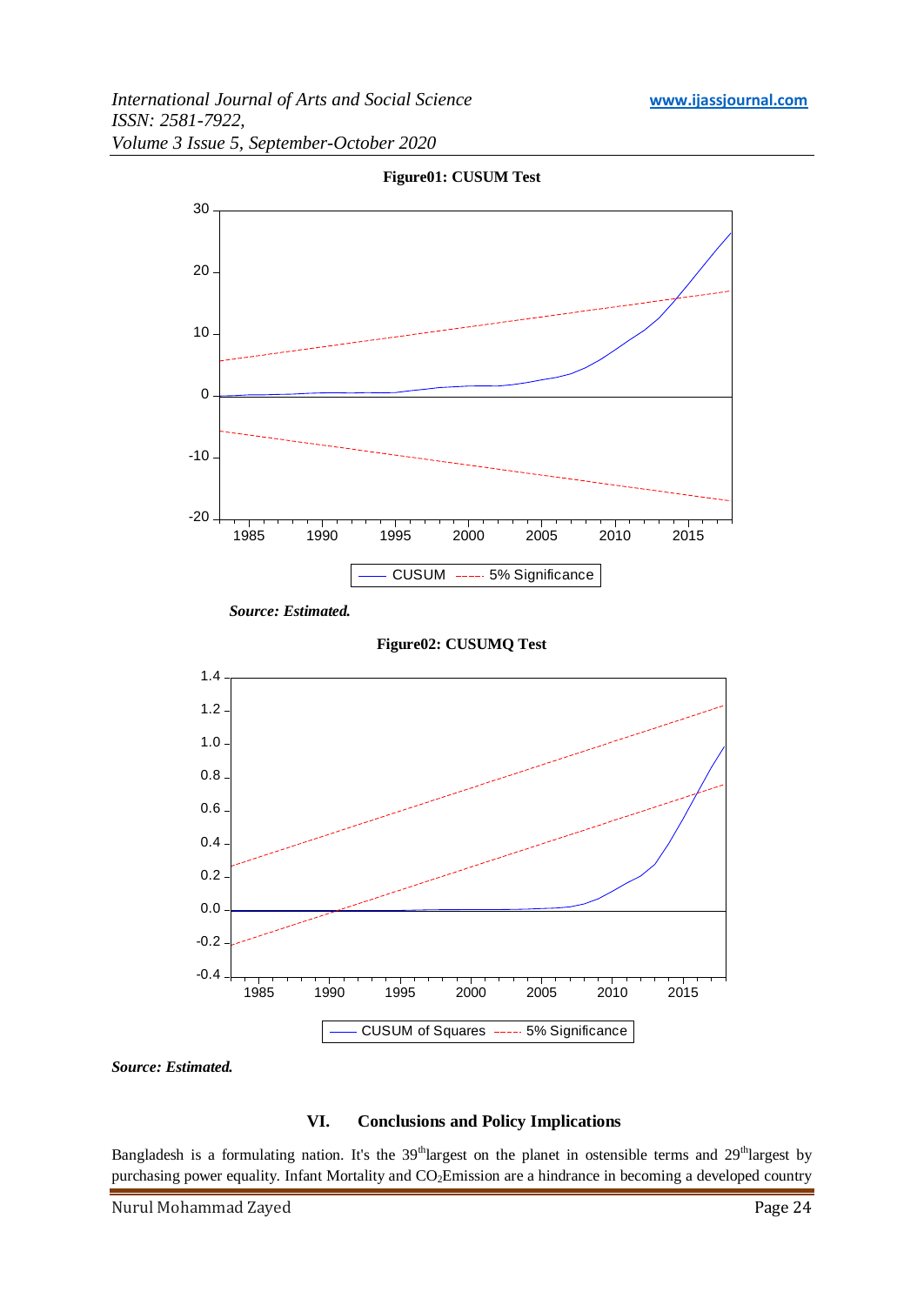**Figure01: CUSUM Test**

***Source: Estimated.***

**Figure02: CUSUMQ Test**

***Source: Estimated.***

## VI. Conclusions and Policy Implications

Bangladesh is a formulating nation. It's the 39th largest on the planet in ostensible terms and 29th largest by purchasing power equality. Infant Mortality and $CO_2$ Emission are a hindrance in becoming a developed country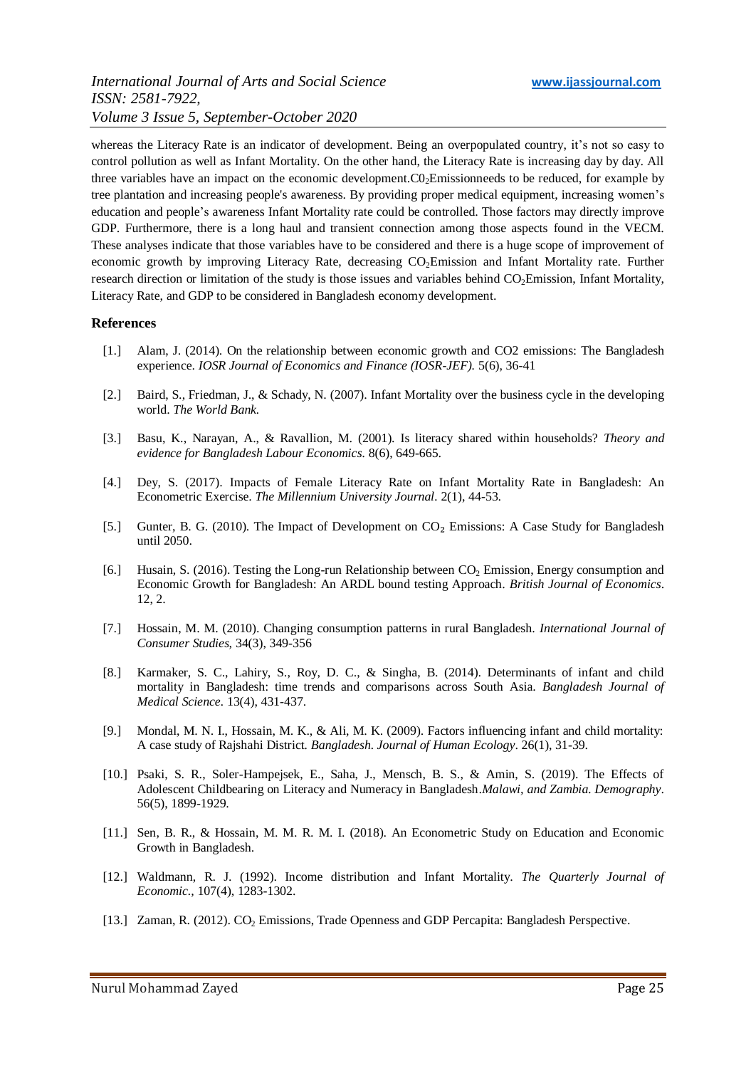whereas the Literacy Rate is an indicator of development. Being an overpopulated country, it's not so easy to control pollution as well as Infant Mortality. On the other hand, the Literacy Rate is increasing day by day. All three variables have an impact on the economic development.$C0_2$Emissionneeds to be reduced, for example by tree plantation and increasing people's awareness. By providing proper medical equipment, increasing women's education and people's awareness Infant Mortality rate could be controlled. Those factors may directly improve GDP. Furthermore, there is a long haul and transient connection among those aspects found in the VECM. These analyses indicate that those variables have to be considered and there is a huge scope of improvement of economic growth by improving Literacy Rate, decreasing $CO_2$Emission and Infant Mortality rate. Further research direction or limitation of the study is those issues and variables behind $CO_2$Emission, Infant Mortality, Literacy Rate, and GDP to be considered in Bangladesh economy development.

## References

[1.] Alam, J. (2014). On the relationship between economic growth and CO2 emissions: The Bangladesh experience. *IOSR Journal of Economics and Finance (IOSR-JEF).* 5(6), 36-41

[2.] Baird, S., Friedman, J., & Schady, N. (2007). Infant Mortality over the business cycle in the developing world. *The World Bank.*

[3.] Basu, K., Narayan, A., & Ravallion, M. (2001). Is literacy shared within households? *Theory and evidence for Bangladesh Labour Economics.* 8(6), 649-665.

[4.] Dey, S. (2017). Impacts of Female Literacy Rate on Infant Mortality Rate in Bangladesh: An Econometric Exercise. *The Millennium University Journal*. 2(1), 44-53.

[5.] Gunter, B. G. (2010). The Impact of Development on $CO_2$ Emissions: A Case Study for Bangladesh until 2050.

[6.] Husain, S. (2016). Testing the Long-run Relationship between $CO_2$ Emission, Energy consumption and Economic Growth for Bangladesh: An ARDL bound testing Approach. *British Journal of Economics*. 12, 2.

[7.] Hossain, M. M. (2010). Changing consumption patterns in rural Bangladesh. *International Journal of Consumer Studies*, 34(3), 349-356

[8.] Karmaker, S. C., Lahiry, S., Roy, D. C., & Singha, B. (2014). Determinants of infant and child mortality in Bangladesh: time trends and comparisons across South Asia. *Bangladesh Journal of Medical Science*. 13(4), 431-437.

[9.] Mondal, M. N. I., Hossain, M. K., & Ali, M. K. (2009). Factors influencing infant and child mortality: A case study of Rajshahi District. *Bangladesh. Journal of Human Ecology*. 26(1), 31-39.

[10.] Psaki, S. R., Soler-Hampejsek, E., Saha, J., Mensch, B. S., & Amin, S. (2019). The Effects of Adolescent Childbearing on Literacy and Numeracy in Bangladesh.*Malawi, and Zambia. Demography*. 56(5), 1899-1929.

[11.] Sen, B. R., & Hossain, M. M. R. M. I. (2018). An Econometric Study on Education and Economic Growth in Bangladesh.

[12.] Waldmann, R. J. (1992). Income distribution and Infant Mortality. *The Quarterly Journal of Economic.*, 107(4), 1283-1302.

[13.] Zaman, R. (2012). $CO_2$ Emissions, Trade Openness and GDP Percapita: Bangladesh Perspective.